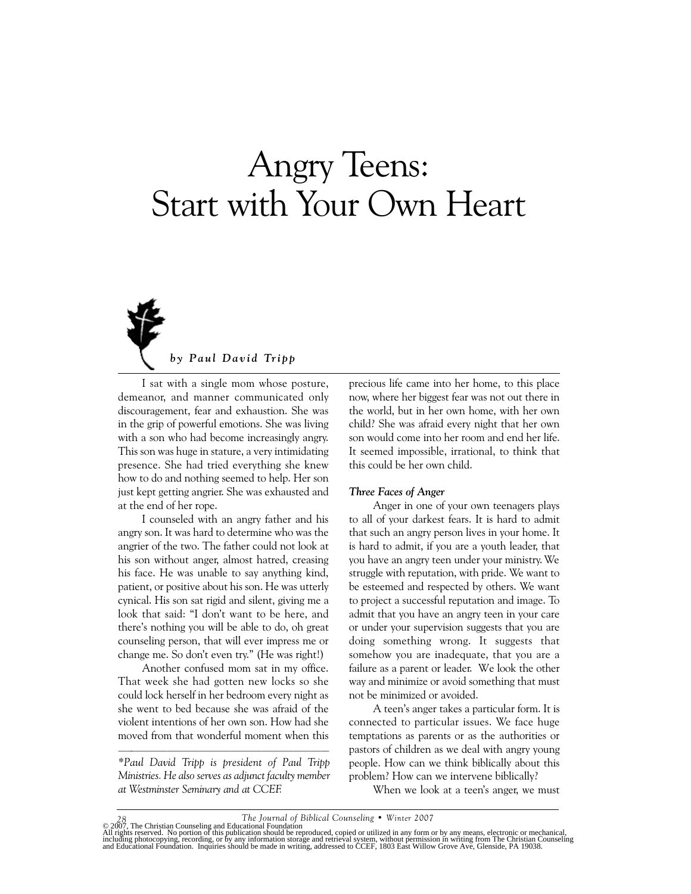# Angry Teens: Start with Your Own Heart

*by Paul David Tripp*

I sat with a single mom whose posture, demeanor, and manner communicated only discouragement, fear and exhaustion. She was in the grip of powerful emotions. She was living with a son who had become increasingly angry. This son was huge in stature, a very intimidating presence. She had tried everything she knew how to do and nothing seemed to help. Her son just kept getting angrier. She was exhausted and at the end of her rope.

I counseled with an angry father and his angry son. It was hard to determine who was the angrier of the two. The father could not look at his son without anger, almost hatred, creasing his face. He was unable to say anything kind, patient, or positive about his son. He was utterly cynical. His son sat rigid and silent, giving me a look that said: "I don't want to be here, and there's nothing you will be able to do, oh great counseling person, that will ever impress me or change me. So don't even try." (He was right!)

Another confused mom sat in my office. That week she had gotten new locks so she could lock herself in her bedroom every night as she went to bed because she was afraid of the violent intentions of her own son. How had she moved from that wonderful moment when this precious life came into her home, to this place now, where her biggest fear was not out there in the world, but in her own home, with her own child? She was afraid every night that her own son would come into her room and end her life. It seemed impossible, irrational, to think that this could be her own child.

### Three Faces of Anger

Anger in one of your own teenagers plays to all of your darkest fears. It is hard to admit that such an angry person lives in your home. It is hard to admit, if you are a youth leader, that you have an angry teen under your ministry. We struggle with reputation, with pride. We want to be esteemed and respected by others. We want to project a successful reputation and image. To admit that you have an angry teen in your care or under your supervision suggests that you are doing something wrong. It suggests that somehow you are inadequate, that you are a failure as a parent or leader. We look the other way and minimize or avoid something that must not be minimized or avoided.

A teen's anger takes a particular form. It is connected to particular issues. We face huge temptations as parents or as the authorities or pastors of children as we deal with angry young people. How can we think biblically about this problem? How can we intervene biblically?

When we look at a teen's anger, we must

---

*\*Paul David Tripp is president of Paul Tripp Ministries. He also serves as adjunct faculty member at Westminster Seminary and at CCEF.*

© 2007, The Christian Counseling and Educational Foundation
All rights reserved. No portion of this publication should be reproduced, copied or utilized in any form or by any means, electronic or mechanical, including photocopying, recording, or by any information storage and retrieval system, without permission in writing from The Christian Counseling and Educational Foundation. Inquiries should be made in writing, addressed to CCEF, 1803 East Willow Grove Ave, Glenside, PA 19038.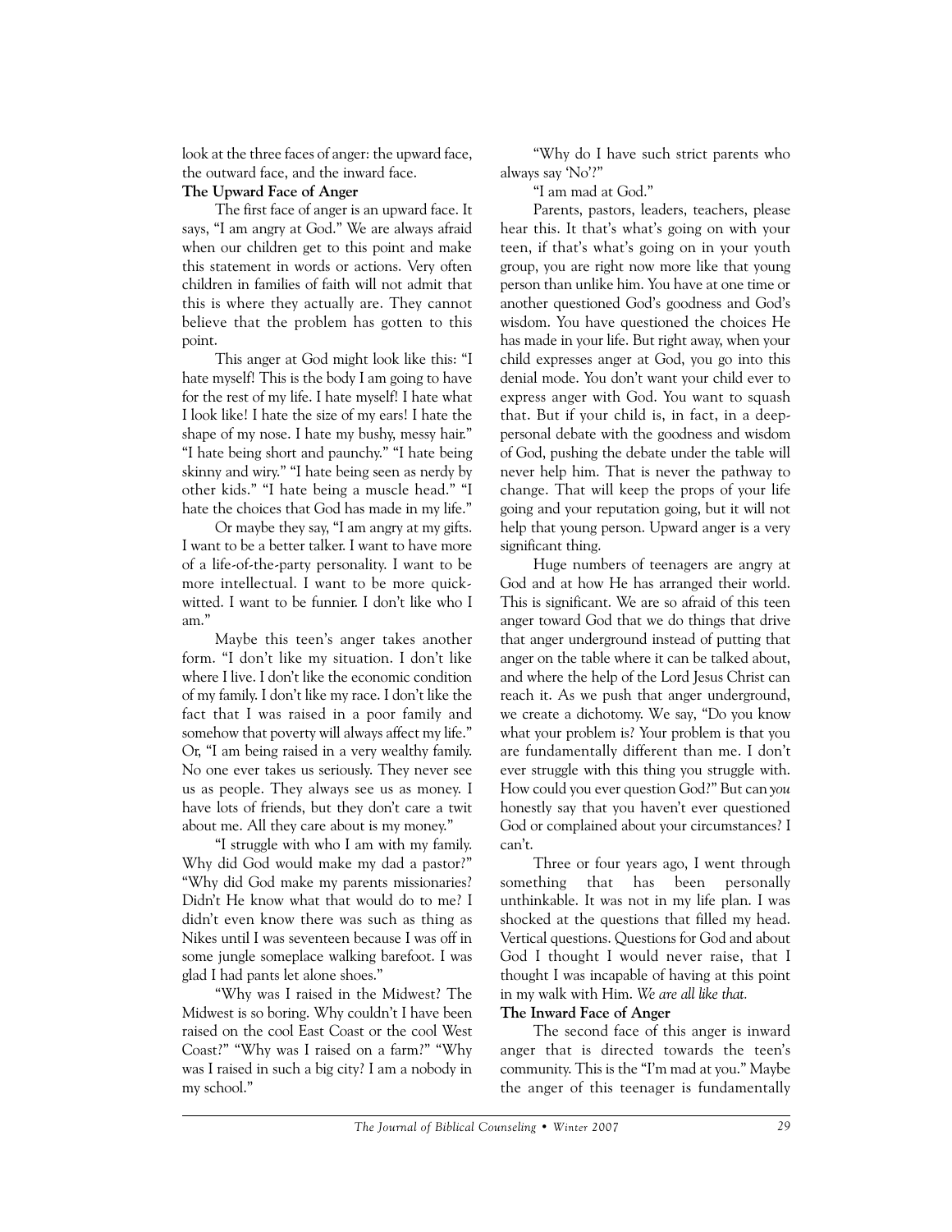look at the three faces of anger: the upward face, the outward face, and the inward face.

**The Upward Face of Anger**

The first face of anger is an upward face. It says, "I am angry at God." We are always afraid when our children get to this point and make this statement in words or actions. Very often children in families of faith will not admit that this is where they actually are. They cannot believe that the problem has gotten to this point.

This anger at God might look like this: "I hate myself! This is the body I am going to have for the rest of my life. I hate myself! I hate what I look like! I hate the size of my ears! I hate the shape of my nose. I hate my bushy, messy hair." "I hate being short and paunchy." "I hate being skinny and wiry." "I hate being seen as nerdy by other kids." "I hate being a muscle head." "I hate the choices that God has made in my life."

Or maybe they say, "I am angry at my gifts. I want to be a better talker. I want to have more of a life-of-the-party personality. I want to be more intellectual. I want to be more quick-witted. I want to be funnier. I don't like who I am."

Maybe this teen's anger takes another form. "I don't like my situation. I don't like where I live. I don't like the economic condition of my family. I don't like my race. I don't like the fact that I was raised in a poor family and somehow that poverty will always affect my life." Or, "I am being raised in a very wealthy family. No one ever takes us seriously. They never see us as people. They always see us as money. I have lots of friends, but they don't care a twit about me. All they care about is my money."

"I struggle with who I am with my family. Why did God would make my dad a pastor?" "Why did God make my parents missionaries? Didn't He know what that would do to me? I didn't even know there was such as thing as Nikes until I was seventeen because I was off in some jungle someplace walking barefoot. I was glad I had pants let alone shoes."

"Why was I raised in the Midwest? The Midwest is so boring. Why couldn't I have been raised on the cool East Coast or the cool West Coast?" "Why was I raised on a farm?" "Why was I raised in such a big city? I am a nobody in my school."

"Why do I have such strict parents who always say 'No'?"

"I am mad at God."

Parents, pastors, leaders, teachers, please hear this. It that's what's going on with your teen, if that's what's going on in your youth group, you are right now more like that young person than unlike him. You have at one time or another questioned God's goodness and God's wisdom. You have questioned the choices He has made in your life. But right away, when your child expresses anger at God, you go into this denial mode. You don't want your child ever to express anger with God. You want to squash that. But if your child is, in fact, in a deep-personal debate with the goodness and wisdom of God, pushing the debate under the table will never help him. That is never the pathway to change. That will keep the props of your life going and your reputation going, but it will not help that young person. Upward anger is a very significant thing.

Huge numbers of teenagers are angry at God and at how He has arranged their world. This is significant. We are so afraid of this teen anger toward God that we do things that drive that anger underground instead of putting that anger on the table where it can be talked about, and where the help of the Lord Jesus Christ can reach it. As we push that anger underground, we create a dichotomy. We say, "Do you know what your problem is? Your problem is that you are fundamentally different than me. I don't ever struggle with this thing you struggle with. How could you ever question God?" But can *you* honestly say that you haven't ever questioned God or complained about your circumstances? I can't.

Three or four years ago, I went through something that has been personally unthinkable. It was not in my life plan. I was shocked at the questions that filled my head. Vertical questions. Questions for God and about God I thought I would never raise, that I thought I was incapable of having at this point in my walk with Him. *We are all like that.*

**The Inward Face of Anger**

The second face of this anger is inward anger that is directed towards the teen's community. This is the "I'm mad at you." Maybe the anger of this teenager is fundamentally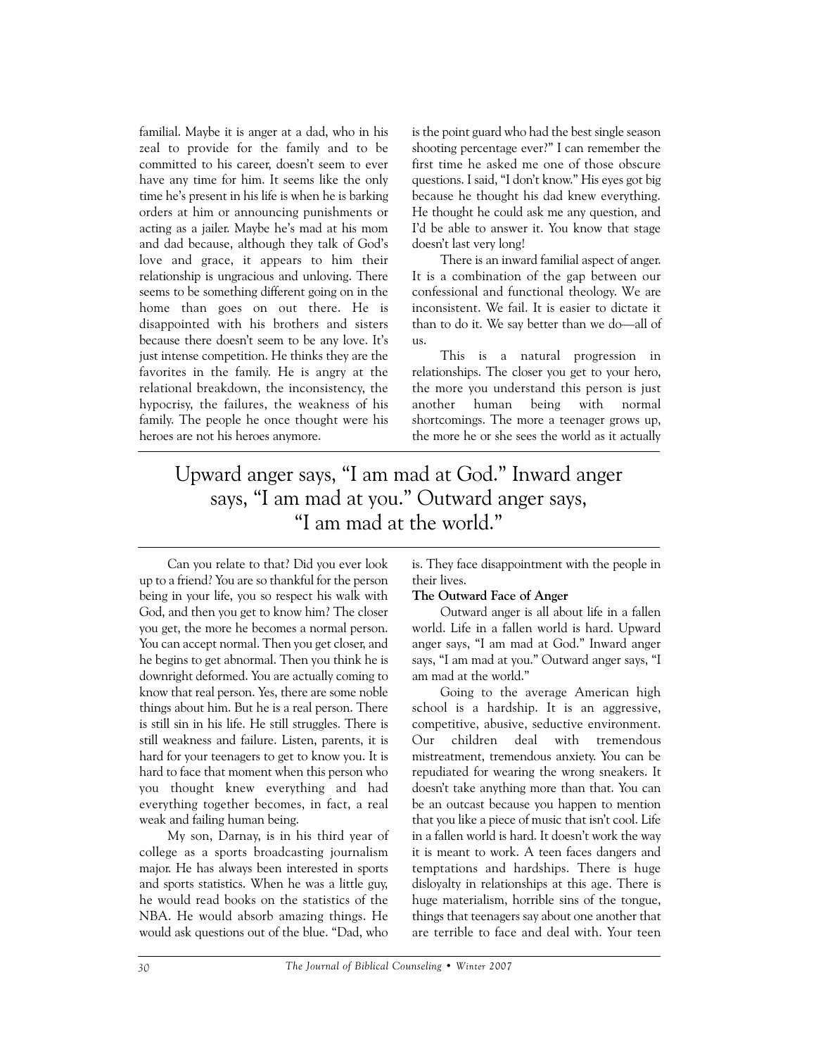familial. Maybe it is anger at a dad, who in his zeal to provide for the family and to be committed to his career, doesn't seem to ever have any time for him. It seems like the only time he's present in his life is when he is barking orders at him or announcing punishments or acting as a jailer. Maybe he's mad at his mom and dad because, although they talk of God's love and grace, it appears to him their relationship is ungracious and unloving. There seems to be something different going on in the home than goes on out there. He is disappointed with his brothers and sisters because there doesn't seem to be any love. It's just intense competition. He thinks they are the favorites in the family. He is angry at the relational breakdown, the inconsistency, the hypocrisy, the failures, the weakness of his family. The people he once thought were his heroes are not his heroes anymore.

Can you relate to that? Did you ever look up to a friend? You are so thankful for the person being in your life, you so respect his walk with God, and then you get to know him? The closer you get, the more he becomes a normal person. You can accept normal. Then you get closer, and he begins to get abnormal. Then you think he is downright deformed. You are actually coming to know that real person. Yes, there are some noble things about him. But he is a real person. There is still sin in his life. He still struggles. There is still weakness and failure. Listen, parents, it is hard for your teenagers to get to know you. It is hard to face that moment when this person who you thought knew everything and had everything together becomes, in fact, a real weak and failing human being.

My son, Darnay, is in his third year of college as a sports broadcasting journalism major. He has always been interested in sports and sports statistics. When he was a little guy, he would read books on the statistics of the NBA. He would absorb amazing things. He would ask questions out of the blue. "Dad, who is the point guard who had the best single season shooting percentage ever?" I can remember the first time he asked me one of those obscure questions. I said, "I don't know." His eyes got big because he thought his dad knew everything. He thought he could ask me any question, and I'd be able to answer it. You know that stage doesn't last very long!

There is an inward familial aspect of anger. It is a combination of the gap between our confessional and functional theology. We are inconsistent. We fail. It is easier to dictate it than to do it. We say better than we do—all of us.

This is a natural progression in relationships. The closer you get to your hero, the more you understand this person is just another human being with normal shortcomings. The more a teenager grows up, the more he or she sees the world as it actually is. They face disappointment with the people in their lives.

> Upward anger says, "I am mad at God." Inward anger says, "I am mad at you." Outward anger says, "I am mad at the world."

**The Outward Face of Anger**

Outward anger is all about life in a fallen world. Life in a fallen world is hard. Upward anger says, "I am mad at God." Inward anger says, "I am mad at you." Outward anger says, "I am mad at the world."

Going to the average American high school is a hardship. It is an aggressive, competitive, abusive, seductive environment. Our children deal with tremendous mistreatment, tremendous anxiety. You can be repudiated for wearing the wrong sneakers. It doesn't take anything more than that. You can be an outcast because you happen to mention that you like a piece of music that isn't cool. Life in a fallen world is hard. It doesn't work the way it is meant to work. A teen faces dangers and temptations and hardships. There is huge disloyalty in relationships at this age. There is huge materialism, horrible sins of the tongue, things that teenagers say about one another that are terrible to face and deal with. Your teen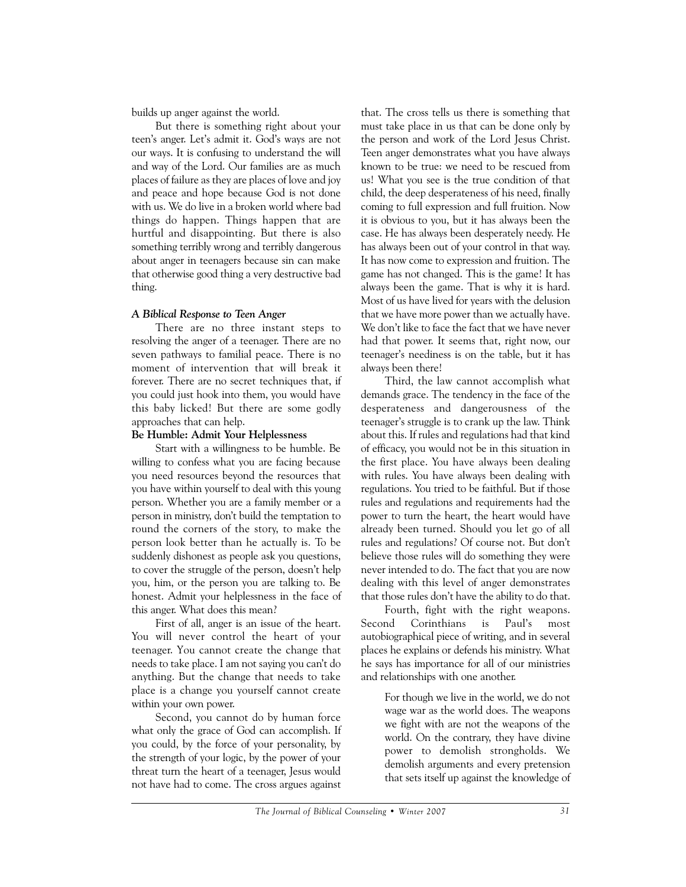builds up anger against the world.

But there is something right about your teen's anger. Let's admit it. God's ways are not our ways. It is confusing to understand the will and way of the Lord. Our families are as much places of failure as they are places of love and joy and peace and hope because God is not done with us. We do live in a broken world where bad things do happen. Things happen that are hurtful and disappointing. But there is also something terribly wrong and terribly dangerous about anger in teenagers because sin can make that otherwise good thing a very destructive bad thing.

### *A Biblical Response to Teen Anger*

There are no three instant steps to resolving the anger of a teenager. There are no seven pathways to familial peace. There is no moment of intervention that will break it forever. There are no secret techniques that, if you could just hook into them, you would have this baby licked! But there are some godly approaches that can help.

#### Be Humble: Admit Your Helplessness

Start with a willingness to be humble. Be willing to confess what you are facing because you need resources beyond the resources that you have within yourself to deal with this young person. Whether you are a family member or a person in ministry, don't build the temptation to round the corners of the story, to make the person look better than he actually is. To be suddenly dishonest as people ask you questions, to cover the struggle of the person, doesn't help you, him, or the person you are talking to. Be honest. Admit your helplessness in the face of this anger. What does this mean?

First of all, anger is an issue of the heart. You will never control the heart of your teenager. You cannot create the change that needs to take place. I am not saying you can't do anything. But the change that needs to take place is a change you yourself cannot create within your own power.

Second, you cannot do by human force what only the grace of God can accomplish. If you could, by the force of your personality, by the strength of your logic, by the power of your threat turn the heart of a teenager, Jesus would not have had to come. The cross argues against that. The cross tells us there is something that must take place in us that can be done only by the person and work of the Lord Jesus Christ. Teen anger demonstrates what you have always known to be true: we need to be rescued from us! What you see is the true condition of that child, the deep desperateness of his need, finally coming to full expression and full fruition. Now it is obvious to you, but it has always been the case. He has always been desperately needy. He has always been out of your control in that way. It has now come to expression and fruition. The game has not changed. This is the game! It has always been the game. That is why it is hard. Most of us have lived for years with the delusion that we have more power than we actually have. We don't like to face the fact that we have never had that power. It seems that, right now, our teenager's neediness is on the table, but it has always been there!

Third, the law cannot accomplish what demands grace. The tendency in the face of the desperateness and dangerousness of the teenager's struggle is to crank up the law. Think about this. If rules and regulations had that kind of efficacy, you would not be in this situation in the first place. You have always been dealing with rules. You have always been dealing with regulations. You tried to be faithful. But if those rules and regulations and requirements had the power to turn the heart, the heart would have already been turned. Should you let go of all rules and regulations? Of course not. But don't believe those rules will do something they were never intended to do. The fact that you are now dealing with this level of anger demonstrates that those rules don't have the ability to do that.

Fourth, fight with the right weapons. Second Corinthians is Paul's most autobiographical piece of writing, and in several places he explains or defends his ministry. What he says has importance for all of our ministries and relationships with one another.

> For though we live in the world, we do not wage war as the world does. The weapons we fight with are not the weapons of the world. On the contrary, they have divine power to demolish strongholds. We demolish arguments and every pretension that sets itself up against the knowledge of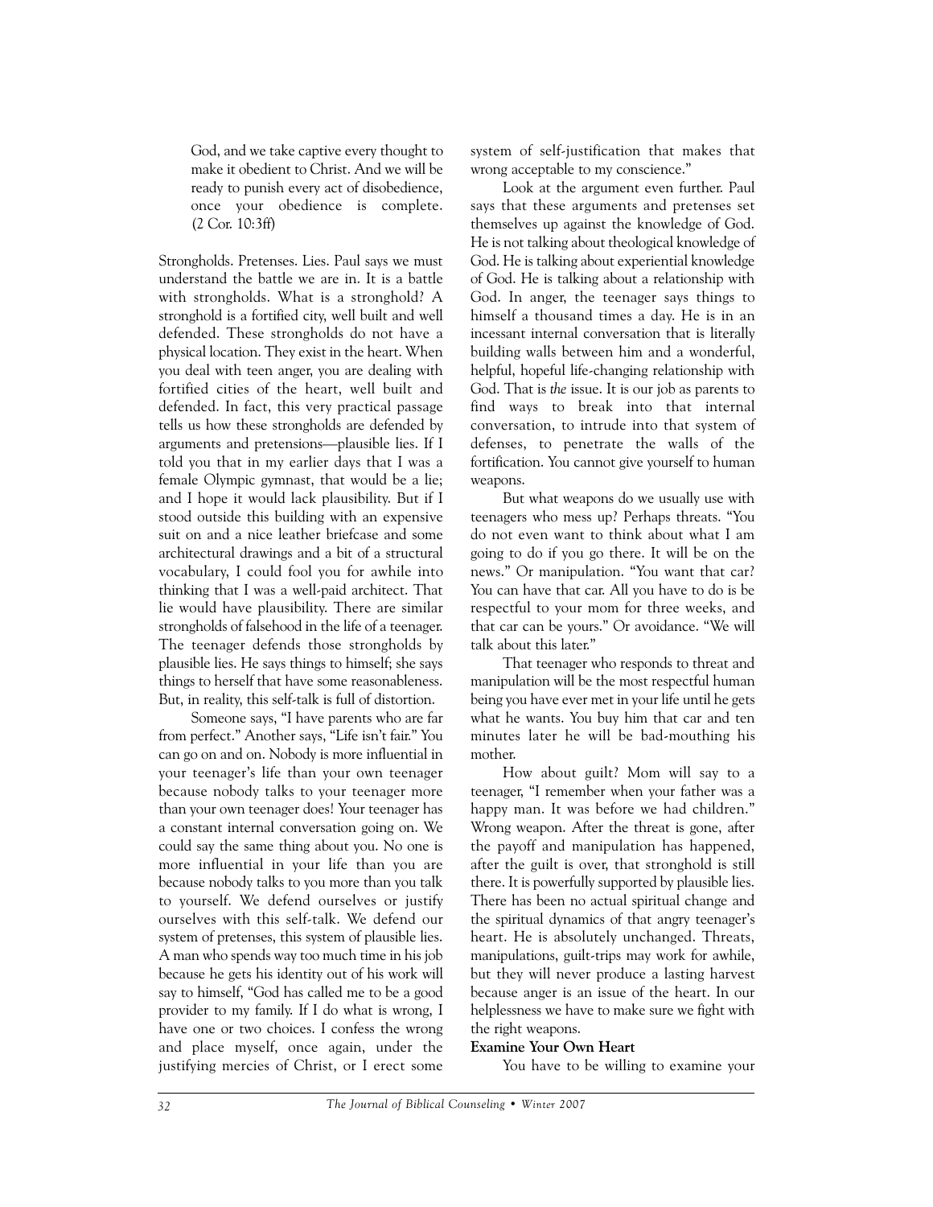> God, and we take captive every thought to make it obedient to Christ. And we will be ready to punish every act of disobedience, once your obedience is complete. (2 Cor. 10:3ff)

Strongholds. Pretenses. Lies. Paul says we must understand the battle we are in. It is a battle with strongholds. What is a stronghold? A stronghold is a fortified city, well built and well defended. These strongholds do not have a physical location. They exist in the heart. When you deal with teen anger, you are dealing with fortified cities of the heart, well built and defended. In fact, this very practical passage tells us how these strongholds are defended by arguments and pretensions—plausible lies. If I told you that in my earlier days that I was a female Olympic gymnast, that would be a lie; and I hope it would lack plausibility. But if I stood outside this building with an expensive suit on and a nice leather briefcase and some architectural drawings and a bit of a structural vocabulary, I could fool you for awhile into thinking that I was a well-paid architect. That lie would have plausibility. There are similar strongholds of falsehood in the life of a teenager. The teenager defends those strongholds by plausible lies. He says things to himself; she says things to herself that have some reasonableness. But, in reality, this self-talk is full of distortion.

Someone says, "I have parents who are far from perfect." Another says, "Life isn't fair." You can go on and on. Nobody is more influential in your teenager's life than your own teenager because nobody talks to your teenager more than your own teenager does! Your teenager has a constant internal conversation going on. We could say the same thing about you. No one is more influential in your life than you are because nobody talks to you more than you talk to yourself. We defend ourselves or justify ourselves with this self-talk. We defend our system of pretenses, this system of plausible lies. A man who spends way too much time in his job because he gets his identity out of his work will say to himself, "God has called me to be a good provider to my family. If I do what is wrong, I have one or two choices. I confess the wrong and place myself, once again, under the justifying mercies of Christ, or I erect some system of self-justification that makes that wrong acceptable to my conscience."

Look at the argument even further. Paul says that these arguments and pretenses set themselves up against the knowledge of God. He is not talking about theological knowledge of God. He is talking about experiential knowledge of God. He is talking about a relationship with God. In anger, the teenager says things to himself a thousand times a day. He is in an incessant internal conversation that is literally building walls between him and a wonderful, helpful, hopeful life-changing relationship with God. That is *the* issue. It is our job as parents to find ways to break into that internal conversation, to intrude into that system of defenses, to penetrate the walls of the fortification. You cannot give yourself to human weapons.

But what weapons do we usually use with teenagers who mess up? Perhaps threats. "You do not even want to think about what I am going to do if you go there. It will be on the news." Or manipulation. "You want that car? You can have that car. All you have to do is be respectful to your mom for three weeks, and that car can be yours." Or avoidance. "We will talk about this later."

That teenager who responds to threat and manipulation will be the most respectful human being you have ever met in your life until he gets what he wants. You buy him that car and ten minutes later he will be bad-mouthing his mother.

How about guilt? Mom will say to a teenager, "I remember when your father was a happy man. It was before we had children." Wrong weapon. After the threat is gone, after the payoff and manipulation has happened, after the guilt is over, that stronghold is still there. It is powerfully supported by plausible lies. There has been no actual spiritual change and the spiritual dynamics of that angry teenager's heart. He is absolutely unchanged. Threats, manipulations, guilt-trips may work for awhile, but they will never produce a lasting harvest because anger is an issue of the heart. In our helplessness we have to make sure we fight with the right weapons.

**Examine Your Own Heart**

You have to be willing to examine your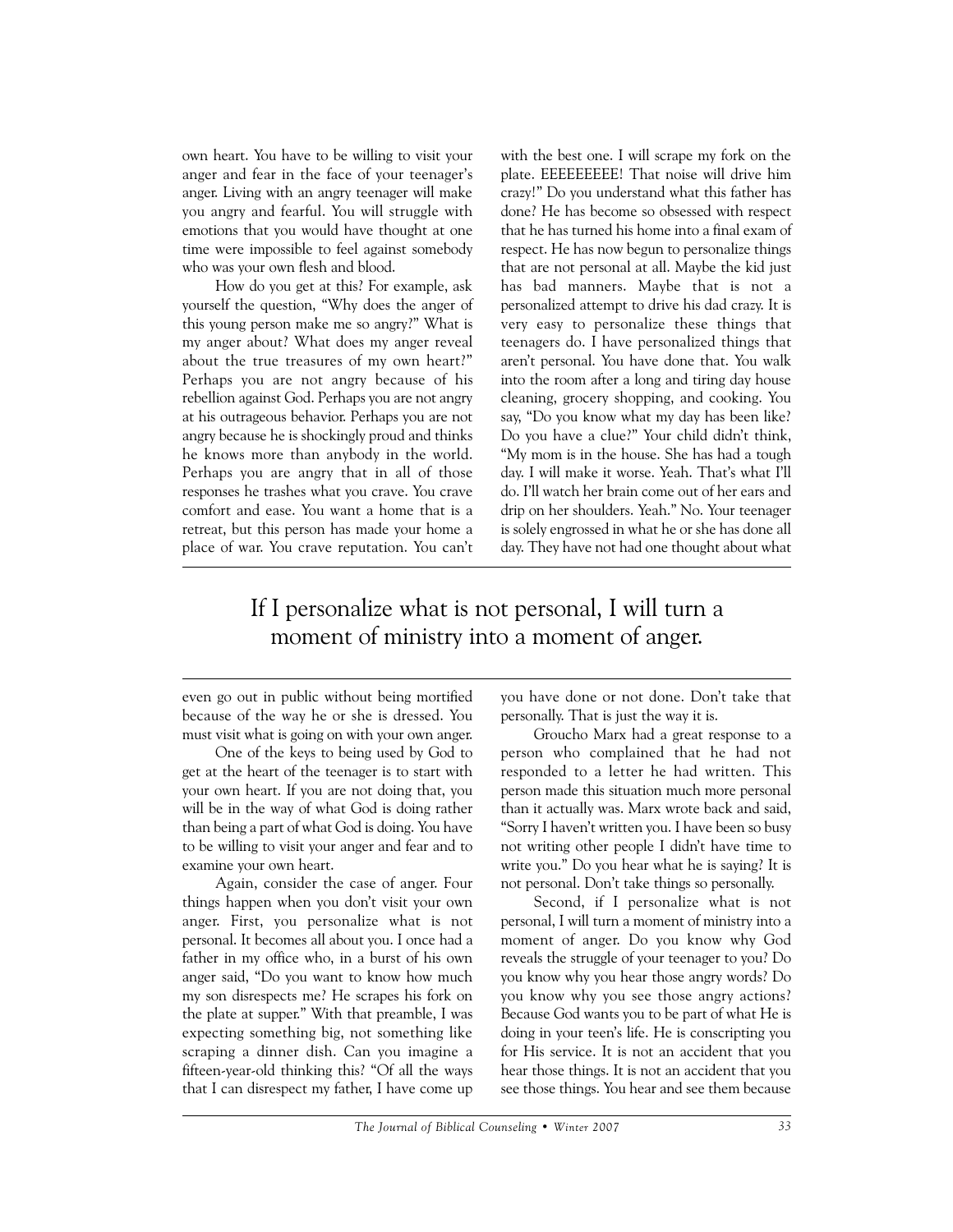own heart. You have to be willing to visit your anger and fear in the face of your teenager's anger. Living with an angry teenager will make you angry and fearful. You will struggle with emotions that you would have thought at one time were impossible to feel against somebody who was your own flesh and blood.

How do you get at this? For example, ask yourself the question, "Why does the anger of this young person make me so angry?" What is my anger about? What does my anger reveal about the true treasures of my own heart?" Perhaps you are not angry because of his rebellion against God. Perhaps you are not angry at his outrageous behavior. Perhaps you are not angry because he is shockingly proud and thinks he knows more than anybody in the world. Perhaps you are angry that in all of those responses he trashes what you crave. You crave comfort and ease. You want a home that is a retreat, but this person has made your home a place of war. You crave reputation. You can't even go out in public without being mortified because of the way he or she is dressed. You must visit what is going on with your own anger.

One of the keys to being used by God to get at the heart of the teenager is to start with your own heart. If you are not doing that, you will be in the way of what God is doing rather than being a part of what God is doing. You have to be willing to visit your anger and fear and to examine your own heart.

Again, consider the case of anger. Four things happen when you don't visit your own anger. First, you personalize what is not personal. It becomes all about you. I once had a father in my office who, in a burst of his own anger said, "Do you want to know how much my son disrespects me? He scrapes his fork on the plate at supper." With that preamble, I was expecting something big, not something like scraping a dinner dish. Can you imagine a fifteen-year-old thinking this? "Of all the ways that I can disrespect my father, I have come up with the best one. I will scrape my fork on the plate. EEEEEEEEE! That noise will drive him crazy!" Do you understand what this father has done? He has become so obsessed with respect that he has turned his home into a final exam of respect. He has now begun to personalize things that are not personal at all. Maybe the kid just has bad manners. Maybe that is not a personalized attempt to drive his dad crazy. It is very easy to personalize these things that teenagers do. I have personalized things that aren't personal. You have done that. You walk into the room after a long and tiring day house cleaning, grocery shopping, and cooking. You say, "Do you know what my day has been like? Do you have a clue?" Your child didn't think, "My mom is in the house. She has had a tough day. I will make it worse. Yeah. That's what I'll do. I'll watch her brain come out of her ears and drip on her shoulders. Yeah." No. Your teenager is solely engrossed in what he or she has done all day. They have not had one thought about what you have done or not done. Don't take that personally. That is just the way it is.

> If I personalize what is not personal, I will turn a moment of ministry into a moment of anger.

Groucho Marx had a great response to a person who complained that he had not responded to a letter he had written. This person made this situation much more personal than it actually was. Marx wrote back and said, "Sorry I haven't written you. I have been so busy not writing other people I didn't have time to write you." Do you hear what he is saying? It is not personal. Don't take things so personally.

Second, if I personalize what is not personal, I will turn a moment of ministry into a moment of anger. Do you know why God reveals the struggle of your teenager to you? Do you know why you hear those angry words? Do you know why you see those angry actions? Because God wants you to be part of what He is doing in your teen's life. He is conscripting you for His service. It is not an accident that you hear those things. It is not an accident that you see those things. You hear and see them because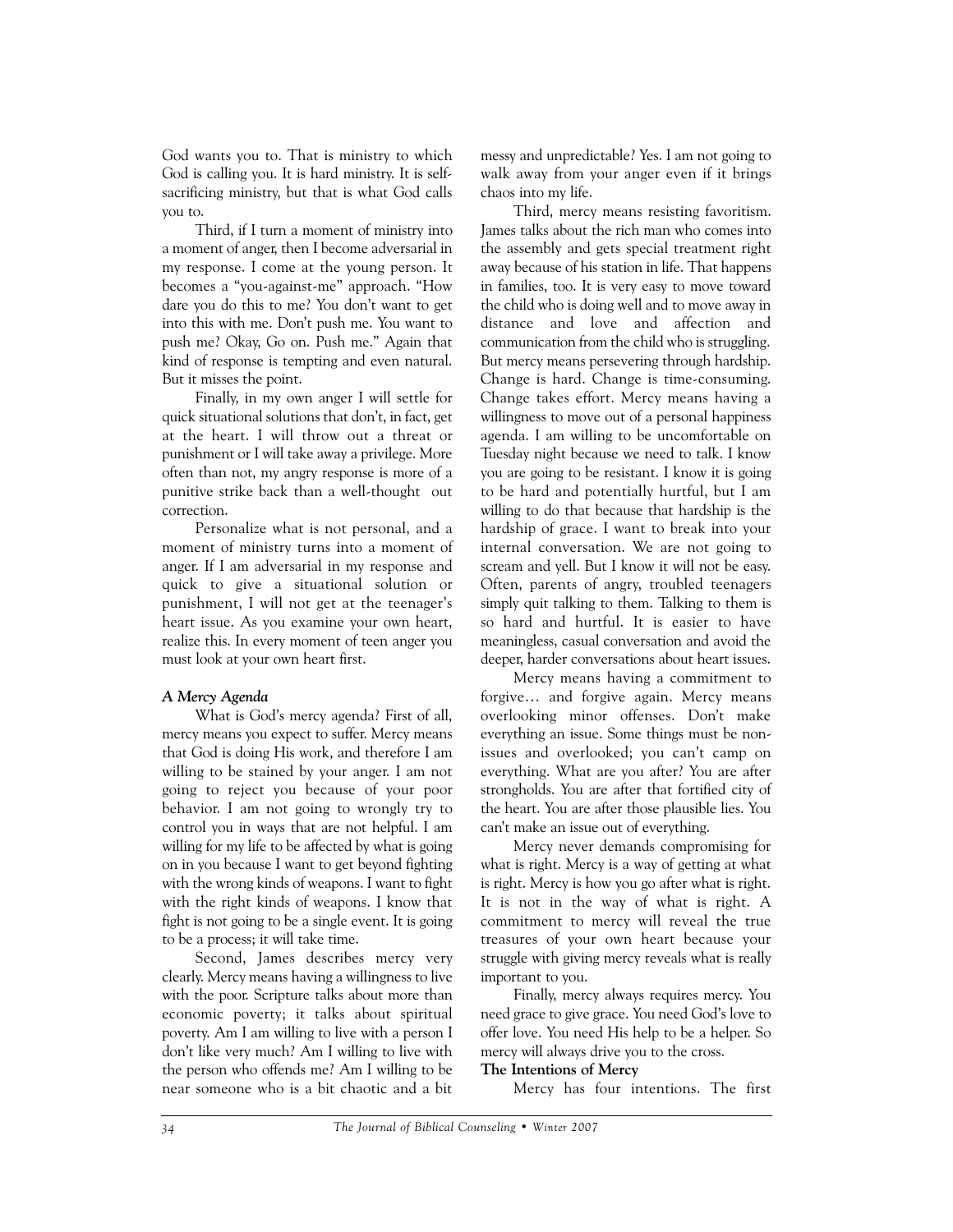God wants you to. That is ministry to which God is calling you. It is hard ministry. It is self-sacrificing ministry, but that is what God calls you to.

Third, if I turn a moment of ministry into a moment of anger, then I become adversarial in my response. I come at the young person. It becomes a "you-against-me" approach. "How dare you do this to me? You don't want to get into this with me. Don't push me. You want to push me? Okay, Go on. Push me." Again that kind of response is tempting and even natural. But it misses the point.

Finally, in my own anger I will settle for quick situational solutions that don't, in fact, get at the heart. I will throw out a threat or punishment or I will take away a privilege. More often than not, my angry response is more of a punitive strike back than a well-thought out correction.

Personalize what is not personal, and a moment of ministry turns into a moment of anger. If I am adversarial in my response and quick to give a situational solution or punishment, I will not get at the teenager's heart issue. As you examine your own heart, realize this. In every moment of teen anger you must look at your own heart first.

### *A Mercy Agenda*

What is God's mercy agenda? First of all, mercy means you expect to suffer. Mercy means that God is doing His work, and therefore I am willing to be stained by your anger. I am not going to reject you because of your poor behavior. I am not going to wrongly try to control you in ways that are not helpful. I am willing for my life to be affected by what is going on in you because I want to get beyond fighting with the wrong kinds of weapons. I want to fight with the right kinds of weapons. I know that fight is not going to be a single event. It is going to be a process; it will take time.

Second, James describes mercy very clearly. Mercy means having a willingness to live with the poor. Scripture talks about more than economic poverty; it talks about spiritual poverty. Am I am willing to live with a person I don't like very much? Am I willing to live with the person who offends me? Am I willing to be near someone who is a bit chaotic and a bit messy and unpredictable? Yes. I am not going to walk away from your anger even if it brings chaos into my life.

Third, mercy means resisting favoritism. James talks about the rich man who comes into the assembly and gets special treatment right away because of his station in life. That happens in families, too. It is very easy to move toward the child who is doing well and to move away in distance and love and affection and communication from the child who is struggling. But mercy means persevering through hardship. Change is hard. Change is time-consuming. Change takes effort. Mercy means having a willingness to move out of a personal happiness agenda. I am willing to be uncomfortable on Tuesday night because we need to talk. I know you are going to be resistant. I know it is going to be hard and potentially hurtful, but I am willing to do that because that hardship is the hardship of grace. I want to break into your internal conversation. We are not going to scream and yell. But I know it will not be easy. Often, parents of angry, troubled teenagers simply quit talking to them. Talking to them is so hard and hurtful. It is easier to have meaningless, casual conversation and avoid the deeper, harder conversations about heart issues.

Mercy means having a commitment to forgive… and forgive again. Mercy means overlooking minor offenses. Don't make everything an issue. Some things must be non-issues and overlooked; you can't camp on everything. What are you after? You are after strongholds. You are after that fortified city of the heart. You are after those plausible lies. You can't make an issue out of everything.

Mercy never demands compromising for what is right. Mercy is a way of getting at what is right. Mercy is how you go after what is right. It is not in the way of what is right. A commitment to mercy will reveal the true treasures of your own heart because your struggle with giving mercy reveals what is really important to you.

Finally, mercy always requires mercy. You need grace to give grace. You need God's love to offer love. You need His help to be a helper. So mercy will always drive you to the cross.

### **The Intentions of Mercy**

Mercy has four intentions. The first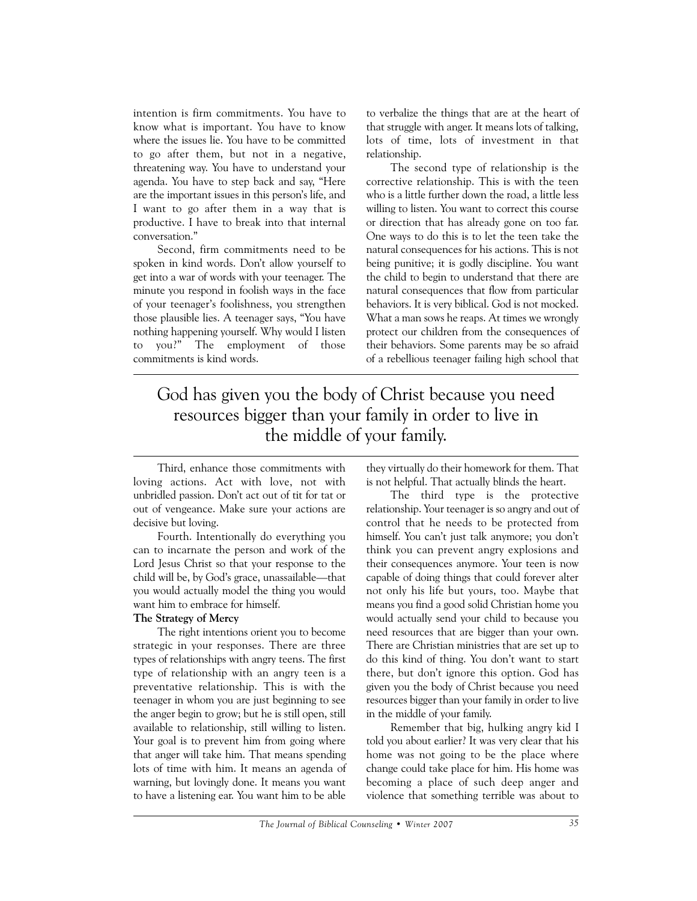intention is firm commitments. You have to know what is important. You have to know where the issues lie. You have to be committed to go after them, but not in a negative, threatening way. You have to understand your agenda. You have to step back and say, "Here are the important issues in this person's life, and I want to go after them in a way that is productive. I have to break into that internal conversation."

Second, firm commitments need to be spoken in kind words. Don't allow yourself to get into a war of words with your teenager. The minute you respond in foolish ways in the face of your teenager's foolishness, you strengthen those plausible lies. A teenager says, "You have nothing happening yourself. Why would I listen to you?" The employment of those commitments is kind words.

Third, enhance those commitments with loving actions. Act with love, not with unbridled passion. Don't act out of tit for tat or out of vengeance. Make sure your actions are decisive but loving.

Fourth. Intentionally do everything you can to incarnate the person and work of the Lord Jesus Christ so that your response to the child will be, by God's grace, unassailable—that you would actually model the thing you would want him to embrace for himself.

**The Strategy of Mercy**

The right intentions orient you to become strategic in your responses. There are three types of relationships with angry teens. The first type of relationship with an angry teen is a preventative relationship. This is with the teenager in whom you are just beginning to see the anger begin to grow; but he is still open, still available to relationship, still willing to listen. Your goal is to prevent him from going where that anger will take him. That means spending lots of time with him. It means an agenda of warning, but lovingly done. It means you want to have a listening ear. You want him to be able to verbalize the things that are at the heart of that struggle with anger. It means lots of talking, lots of time, lots of investment in that relationship.

The second type of relationship is the corrective relationship. This is with the teen who is a little further down the road, a little less willing to listen. You want to correct this course or direction that has already gone on too far. One ways to do this is to let the teen take the natural consequences for his actions. This is not being punitive; it is godly discipline. You want the child to begin to understand that there are natural consequences that flow from particular behaviors. It is very biblical. God is not mocked. What a man sows he reaps. At times we wrongly protect our children from the consequences of their behaviors. Some parents may be so afraid of a rebellious teenager failing high school that they virtually do their homework for them. That is not helpful. That actually blinds the heart.

> God has given you the body of Christ because you need resources bigger than your family in order to live in the middle of your family.

The third type is the protective relationship. Your teenager is so angry and out of control that he needs to be protected from himself. You can't just talk anymore; you don't think you can prevent angry explosions and their consequences anymore. Your teen is now capable of doing things that could forever alter not only his life but yours, too. Maybe that means you find a good solid Christian home you would actually send your child to because you need resources that are bigger than your own. There are Christian ministries that are set up to do this kind of thing. You don't want to start there, but don't ignore this option. God has given you the body of Christ because you need resources bigger than your family in order to live in the middle of your family.

Remember that big, hulking angry kid I told you about earlier? It was very clear that his home was not going to be the place where change could take place for him. His home was becoming a place of such deep anger and violence that something terrible was about to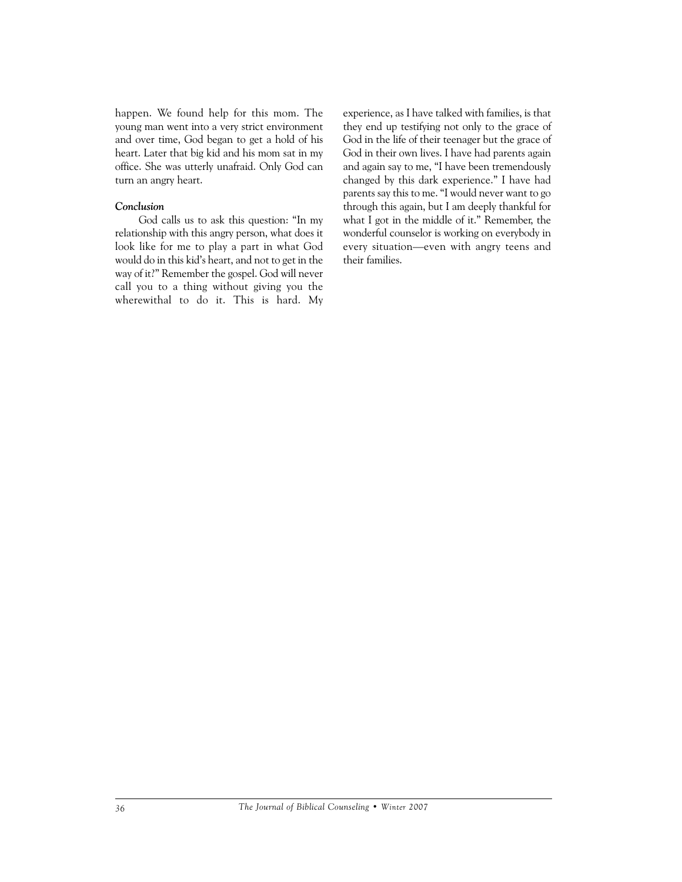happen. We found help for this mom. The young man went into a very strict environment and over time, God began to get a hold of his heart. Later that big kid and his mom sat in my office. She was utterly unafraid. Only God can turn an angry heart.

### *Conclusion*

God calls us to ask this question: "In my relationship with this angry person, what does it look like for me to play a part in what God would do in this kid's heart, and not to get in the way of it?" Remember the gospel. God will never call you to a thing without giving you the wherewithal to do it. This is hard. My experience, as I have talked with families, is that they end up testifying not only to the grace of God in the life of their teenager but the grace of God in their own lives. I have had parents again and again say to me, "I have been tremendously changed by this dark experience." I have had parents say this to me. "I would never want to go through this again, but I am deeply thankful for what I got in the middle of it." Remember, the wonderful counselor is working on everybody in every situation—even with angry teens and their families.